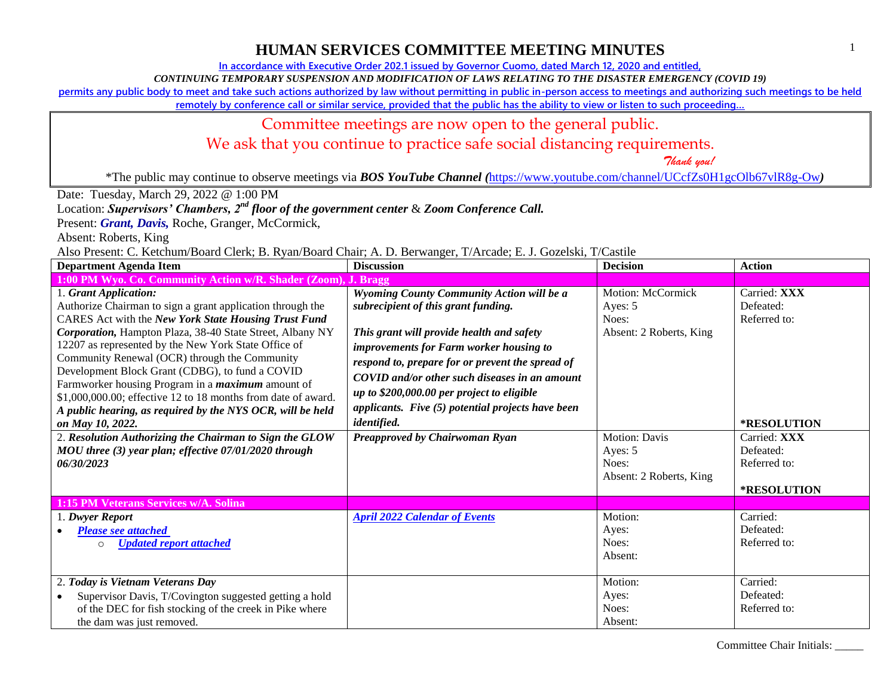# HUMAN SERVICES COMMITTEE MEETING MINUTES

In accordance with Executive Order 202.1 issued by Governor Cuomo, dated March 12, 2020 and entitled,
*CONTINUING TEMPORARY SUSPENSION AND MODIFICATION OF LAWS RELATING TO THE DISASTER EMERGENCY (COVID 19)*
permits any public body to meet and take such actions authorized by law without permitting in public in-person access to meetings and authorizing such meetings to be held remotely by conference call or similar service, provided that the public has the ability to view or listen to such proceeding…

Committee meetings are now open to the general public.
We ask that you continue to practice safe social distancing requirements.
*Thank you!*

*The public may continue to observe meetings via ***BOS YouTube Channel (***https://www.youtube.com/channel/UCcfZs0H1gcOlb67vlR8g-Ow***)***

Date: Tuesday, March 29, 2022 @ 1:00 PM
Location: ***Supervisors' Chambers, 2nd floor of the government center*** & ***Zoom Conference Call.***
Present: ***Grant, Davis,*** Roche, Granger, McCormick,
Absent: Roberts, King
Also Present: C. Ketchum/Board Clerk; B. Ryan/Board Chair; A. D. Berwanger, T/Arcade; E. J. Gozelski, T/Castile

| Department Agenda Item | Discussion | Decision | Action |
|---|---|---|---|
| **1:00 PM Wyo. Co. Community Action w/R. Shader (Zoom), J. Bragg** | | | |
| 1. ***Grant Application:*** Authorize Chairman to sign a grant application through the CARES Act with the ***New York State Housing Trust Fund Corporation,*** Hampton Plaza, 38-40 State Street, Albany NY 12207 as represented by the New York State Office of Community Renewal (OCR) through the Community Development Block Grant (CDBG), to fund a COVID Farmworker housing Program in a ***maximum*** amount of $1,000,000.00; effective 12 to 18 months from date of award. ***A public hearing, as required by the NYS OCR, will be held on May 10, 2022.*** | ***Wyoming County Community Action will be a subrecipient of this grant funding.*** ***This grant will provide health and safety improvements for Farm worker housing to respond to, prepare for or prevent the spread of COVID and/or other such diseases in an amount up to $200,000.00 per project to eligible applicants. Five (5) potential projects have been identified.*** | Motion: McCormick<br>Ayes: 5<br>Noes:<br>Absent: 2 Roberts, King | Carried: **XXX**<br>Defeated:<br>Referred to:<br>***RESOLUTION** |
| 2. ***Resolution Authorizing the Chairman to Sign the GLOW MOU three (3) year plan; effective 07/01/2020 through 06/30/2023*** | ***Preapproved by Chairwoman Ryan*** | Motion: Davis<br>Ayes: 5<br>Noes:<br>Absent: 2 Roberts, King | Carried: **XXX**<br>Defeated:<br>Referred to:<br>***RESOLUTION** |
| **1:15 PM Veterans Services w/A. Solina** | | | |
| 1. ***Dwyer Report***<br>• ***Please see attached***<br>  ○ ***Updated report attached*** | ***April 2022 Calendar of Events*** | Motion:<br>Ayes:<br>Noes:<br>Absent: | Carried:<br>Defeated:<br>Referred to: |
| 2. ***Today is Vietnam Veterans Day***<br>• Supervisor Davis, T/Covington suggested getting a hold of the DEC for fish stocking of the creek in Pike where the dam was just removed. | | Motion:<br>Ayes:<br>Noes:<br>Absent: | Carried:<br>Defeated:<br>Referred to: |

Committee Chair Initials: _____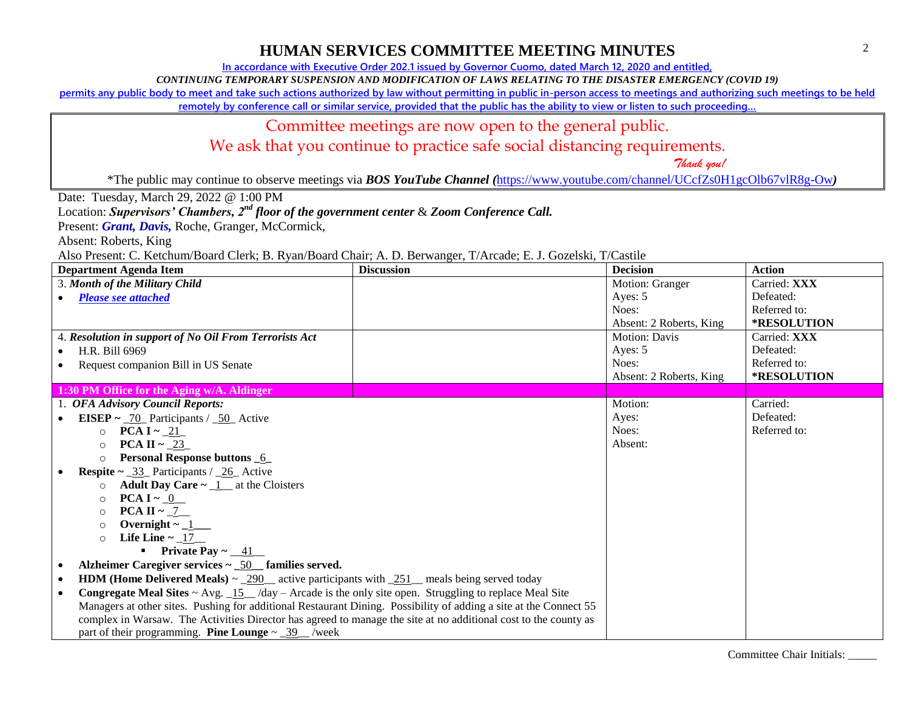# HUMAN SERVICES COMMITTEE MEETING MINUTES

In accordance with Executive Order 202.1 issued by Governor Cuomo, dated March 12, 2020 and entitled,

*CONTINUING TEMPORARY SUSPENSION AND MODIFICATION OF LAWS RELATING TO THE DISASTER EMERGENCY (COVID 19)*

permits any public body to meet and take such actions authorized by law without permitting in public in-person access to meetings and authorizing such meetings to be held remotely by conference call or similar service, provided that the public has the ability to view or listen to such proceeding…

Committee meetings are now open to the general public.

We ask that you continue to practice safe social distancing requirements.

*Thank you!*

*The public may continue to observe meetings via ***BOS YouTube Channel (***https://www.youtube.com/channel/UCcfZs0H1gcOlb67vlR8g-Ow***)***

Date: Tuesday, March 29, 2022 @ 1:00 PM

Location: ***Supervisors' Chambers, 2nd floor of the government center*** & ***Zoom Conference Call.***

Present: ***Grant, Davis,*** Roche, Granger, McCormick,

Absent: Roberts, King

Also Present: C. Ketchum/Board Clerk; B. Ryan/Board Chair; A. D. Berwanger, T/Arcade; E. J. Gozelski, T/Castile

| Department Agenda Item | Discussion | Decision | Action |
|---|---|---|---|
| 3. ***Month of the Military Child***<br>• ***Please see attached*** | | Motion: Granger<br>Ayes: 5<br>Noes:<br>Absent: 2 Roberts, King | Carried: **XXX**<br>Defeated:<br>Referred to:<br>***RESOLUTION** |
| 4. ***Resolution in support of No Oil From Terrorists Act***<br>• H.R. Bill 6969<br>• Request companion Bill in US Senate | | Motion: Davis<br>Ayes: 5<br>Noes:<br>Absent: 2 Roberts, King | Carried: **XXX**<br>Defeated:<br>Referred to:<br>***RESOLUTION** |
| **1:30 PM Office for the Aging w/A. Aldinger** | | | |
| 1. ***OFA Advisory Council Reports:***<br>• **EISEP ~** _70_ Participants / _50_ Active<br>  ○ **PCA I ~** _21_<br>  ○ **PCA II ~** _23_<br>  ○ **Personal Response buttons** _6_<br>• **Respite ~** _33_ Participants / _26_ Active<br>  ○ **Adult Day Care ~** _1__ at the Cloisters<br>  ○ **PCA I ~** _0__<br>  ○ **PCA II ~** _7__<br>  ○ **Overnight ~** _1___<br>  ○ **Life Line ~** _17__<br>    ▪ **Private Pay ~** __41__<br>• **Alzheimer Caregiver services ~** _50__ **families served.**<br>• **HDM (Home Delivered Meals)** ~ _290__ active participants with _251__ meals being served today<br>• **Congregate Meal Sites** ~ Avg. _15__ /day – Arcade is the only site open. Struggling to replace Meal Site Managers at other sites. Pushing for additional Restaurant Dining. Possibility of adding a site at the Connect 55 complex in Warsaw. The Activities Director has agreed to manage the site at no additional cost to the county as part of their programming. **Pine Lounge** ~ _39__ /week | | Motion:<br>Ayes:<br>Noes:<br>Absent: | Carried:<br>Defeated:<br>Referred to: |

Committee Chair Initials: _____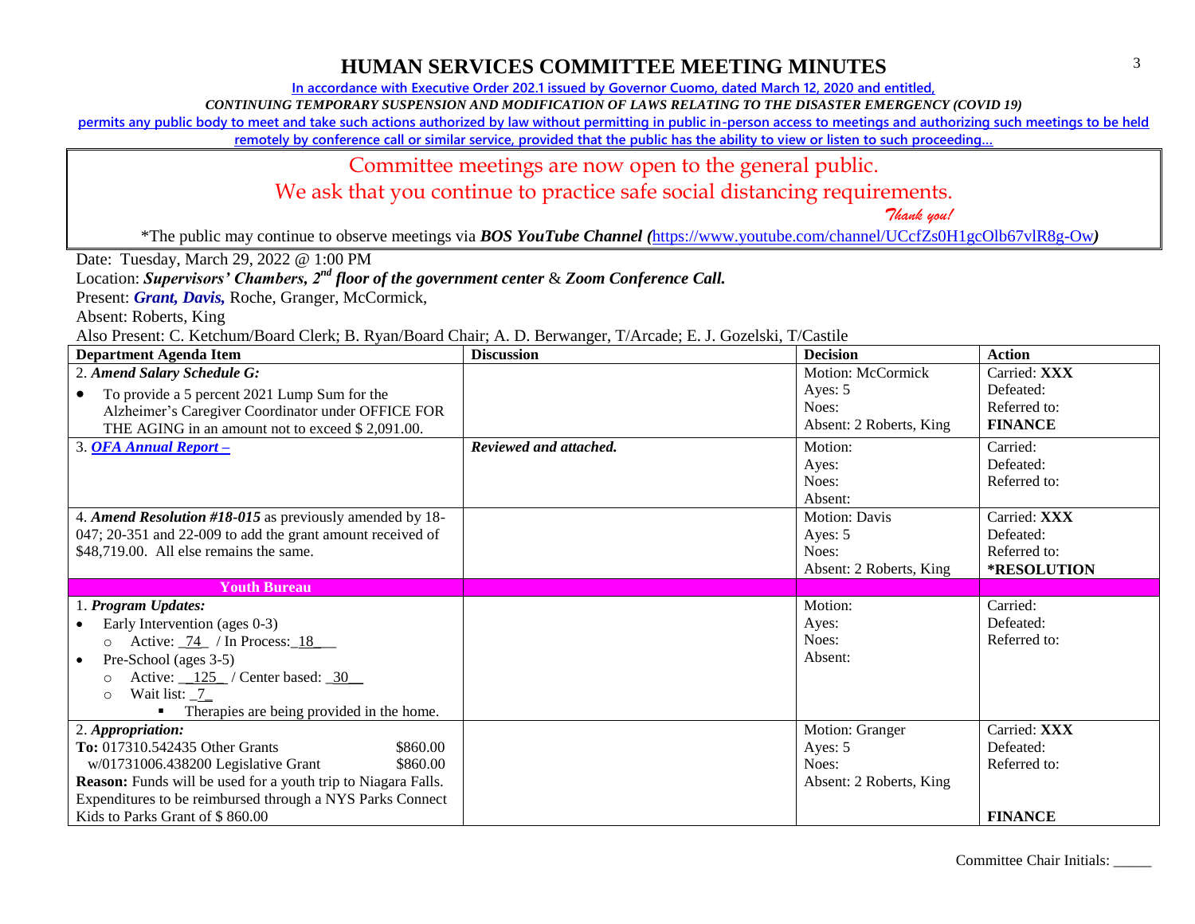# HUMAN SERVICES COMMITTEE MEETING MINUTES

In accordance with Executive Order 202.1 issued by Governor Cuomo, dated March 12, 2020 and entitled,

*CONTINUING TEMPORARY SUSPENSION AND MODIFICATION OF LAWS RELATING TO THE DISASTER EMERGENCY (COVID 19)*

permits any public body to meet and take such actions authorized by law without permitting in public in-person access to meetings and authorizing such meetings to be held remotely by conference call or similar service, provided that the public has the ability to view or listen to such proceeding…

Committee meetings are now open to the general public.

We ask that you continue to practice safe social distancing requirements.

*Thank you!*

*The public may continue to observe meetings via ***BOS YouTube Channel (***https://www.youtube.com/channel/UCcfZs0H1gcOlb67vlR8g-Ow***)***

Date: Tuesday, March 29, 2022 @ 1:00 PM

Location: ***Supervisors' Chambers, 2nd floor of the government center*** & ***Zoom Conference Call.***

Present: ***Grant, Davis,*** Roche, Granger, McCormick,

Absent: Roberts, King

Also Present: C. Ketchum/Board Clerk; B. Ryan/Board Chair; A. D. Berwanger, T/Arcade; E. J. Gozelski, T/Castile

| Department Agenda Item | Discussion | Decision | Action |
|---|---|---|---|
| 2. ***Amend Salary Schedule G:***<br>• To provide a 5 percent 2021 Lump Sum for the Alzheimer's Caregiver Coordinator under OFFICE FOR THE AGING in an amount not to exceed $ 2,091.00. | | Motion: McCormick<br>Ayes: 5<br>Noes:<br>Absent: 2 Roberts, King | Carried: **XXX**<br>Defeated:<br>Referred to:<br>**FINANCE** |
| 3. ***OFA Annual Report –*** | ***Reviewed and attached.*** | Motion:<br>Ayes:<br>Noes:<br>Absent: | Carried:<br>Defeated:<br>Referred to: |
| 4. ***Amend Resolution #18-015*** as previously amended by 18-047; 20-351 and 22-009 to add the grant amount received of $48,719.00. All else remains the same. | | Motion: Davis<br>Ayes: 5<br>Noes:<br>Absent: 2 Roberts, King | Carried: **XXX**<br>Defeated:<br>Referred to:<br>***RESOLUTION** |
| **Youth Bureau** | | | |
| 1. ***Program Updates:***<br>• Early Intervention (ages 0-3)<br>  ○ Active: _74_ / In Process: _18___<br>• Pre-School (ages 3-5)<br>  ○ Active: __125__ / Center based: _30__<br>  ○ Wait list: _7_<br>    ▪ Therapies are being provided in the home. | | Motion:<br>Ayes:<br>Noes:<br>Absent: | Carried:<br>Defeated:<br>Referred to: |
| 2. ***Appropriation:***<br>**To:** 017310.542435 Other Grants $860.00<br>w/01731006.438200 Legislative Grant $860.00<br>**Reason:** Funds will be used for a youth trip to Niagara Falls. Expenditures to be reimbursed through a NYS Parks Connect Kids to Parks Grant of $ 860.00 | | Motion: Granger<br>Ayes: 5<br>Noes:<br>Absent: 2 Roberts, King | Carried: **XXX**<br>Defeated:<br>Referred to:<br>**FINANCE** |

Committee Chair Initials: _____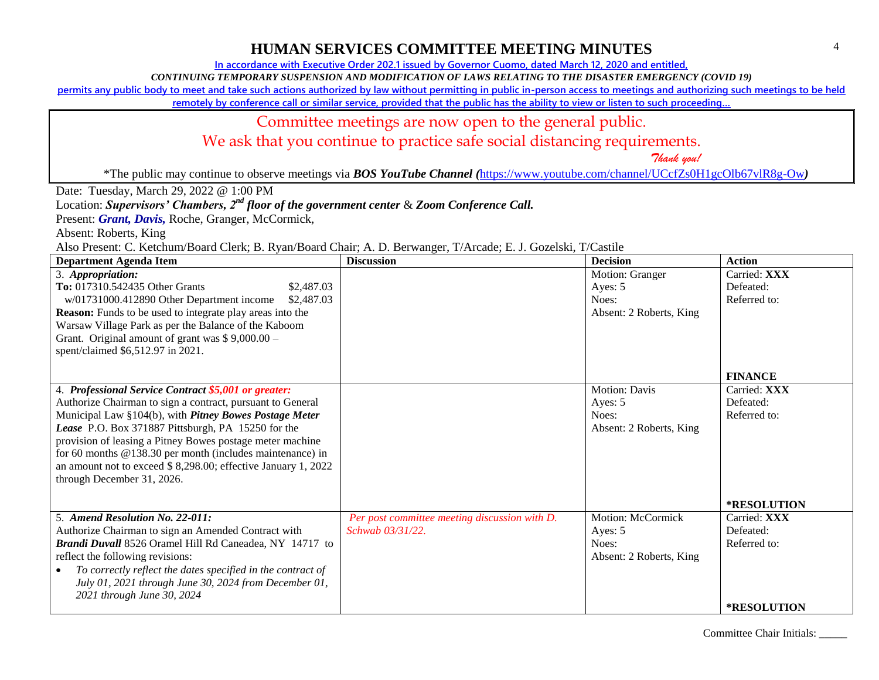# HUMAN SERVICES COMMITTEE MEETING MINUTES

In accordance with Executive Order 202.1 issued by Governor Cuomo, dated March 12, 2020 and entitled,

*CONTINUING TEMPORARY SUSPENSION AND MODIFICATION OF LAWS RELATING TO THE DISASTER EMERGENCY (COVID 19)*

permits any public body to meet and take such actions authorized by law without permitting in public in-person access to meetings and authorizing such meetings to be held remotely by conference call or similar service, provided that the public has the ability to view or listen to such proceeding…

Committee meetings are now open to the general public.

We ask that you continue to practice safe social distancing requirements.

*Thank you!*

*The public may continue to observe meetings via ***BOS YouTube Channel (***https://www.youtube.com/channel/UCcfZs0H1gcOlb67vlR8g-Ow***)***

Date: Tuesday, March 29, 2022 @ 1:00 PM

Location: ***Supervisors' Chambers, 2nd floor of the government center*** & ***Zoom Conference Call.***

Present: ***Grant, Davis,*** Roche, Granger, McCormick,

Absent: Roberts, King

Also Present: C. Ketchum/Board Clerk; B. Ryan/Board Chair; A. D. Berwanger, T/Arcade; E. J. Gozelski, T/Castile

| Department Agenda Item | Discussion | Decision | Action |
|---|---|---|---|
| 3. ***Appropriation:***<br>**To:** 017310.542435 Other Grants $2,487.03<br>w/01731000.412890 Other Department income $2,487.03<br>**Reason:** Funds to be used to integrate play areas into the Warsaw Village Park as per the Balance of the Kaboom Grant. Original amount of grant was $ 9,000.00 – spent/claimed $6,512.97 in 2021. | | Motion: Granger<br>Ayes: 5<br>Noes:<br>Absent: 2 Roberts, King | Carried: **XXX**<br>Defeated:<br>Referred to:<br><br>**FINANCE** |
| 4. ***Professional Service Contract $5,001 or greater:***<br>Authorize Chairman to sign a contract, pursuant to General Municipal Law §104(b), with ***Pitney Bowes Postage Meter Lease*** P.O. Box 371887 Pittsburgh, PA 15250 for the provision of leasing a Pitney Bowes postage meter machine for 60 months @138.30 per month (includes maintenance) in an amount not to exceed $ 8,298.00; effective January 1, 2022 through December 31, 2026. | | Motion: Davis<br>Ayes: 5<br>Noes:<br>Absent: 2 Roberts, King | Carried: **XXX**<br>Defeated:<br>Referred to:<br><br>***RESOLUTION** |
| 5. ***Amend Resolution No. 22-011:***<br>Authorize Chairman to sign an Amended Contract with ***Brandi Duvall*** 8526 Oramel Hill Rd Caneadea, NY 14717 to reflect the following revisions:<br>• *To correctly reflect the dates specified in the contract of July 01, 2021 through June 30, 2024 from December 01, 2021 through June 30, 2024* | *Per post committee meeting discussion with D. Schwab 03/31/22.* | Motion: McCormick<br>Ayes: 5<br>Noes:<br>Absent: 2 Roberts, King | Carried: **XXX**<br>Defeated:<br>Referred to:<br><br>***RESOLUTION** |

Committee Chair Initials: _____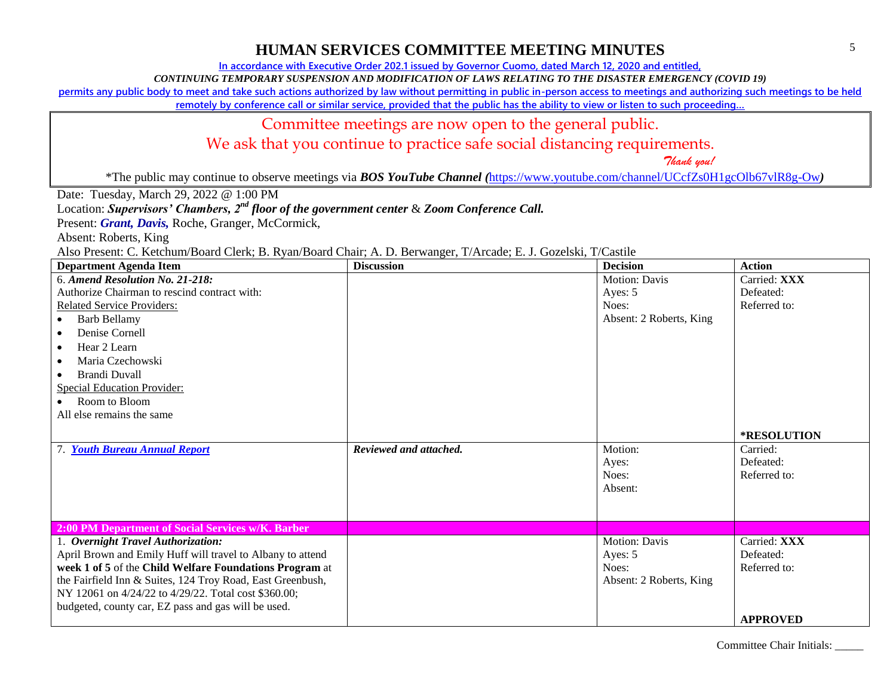# HUMAN SERVICES COMMITTEE MEETING MINUTES

In accordance with Executive Order 202.1 issued by Governor Cuomo, dated March 12, 2020 and entitled,

*CONTINUING TEMPORARY SUSPENSION AND MODIFICATION OF LAWS RELATING TO THE DISASTER EMERGENCY (COVID 19)*

permits any public body to meet and take such actions authorized by law without permitting in public in-person access to meetings and authorizing such meetings to be held remotely by conference call or similar service, provided that the public has the ability to view or listen to such proceeding…

Committee meetings are now open to the general public.

We ask that you continue to practice safe social distancing requirements.

*Thank you!*

*The public may continue to observe meetings via ***BOS YouTube Channel (***https://www.youtube.com/channel/UCcfZs0H1gcOlb67vlR8g-Ow***)***

Date: Tuesday, March 29, 2022 @ 1:00 PM

Location: ***Supervisors' Chambers, 2nd floor of the government center*** & ***Zoom Conference Call.***

Present: ***Grant, Davis,*** Roche, Granger, McCormick,

Absent: Roberts, King

Also Present: C. Ketchum/Board Clerk; B. Ryan/Board Chair; A. D. Berwanger, T/Arcade; E. J. Gozelski, T/Castile

| Department Agenda Item | Discussion | Decision | Action |
|---|---|---|---|
| 6. ***Amend Resolution No. 21-218:***<br>Authorize Chairman to rescind contract with:<br>Related Service Providers:<br>• Barb Bellamy<br>• Denise Cornell<br>• Hear 2 Learn<br>• Maria Czechowski<br>• Brandi Duvall<br>Special Education Provider:<br>• Room to Bloom<br>All else remains the same | | Motion: Davis<br>Ayes: 5<br>Noes:<br>Absent: 2 Roberts, King | Carried: **XXX**<br>Defeated:<br>Referred to:<br><br>**\*RESOLUTION** |
| 7. ***Youth Bureau Annual Report*** | ***Reviewed and attached.*** | Motion:<br>Ayes:<br>Noes:<br>Absent: | Carried:<br>Defeated:<br>Referred to: |
| **2:00 PM Department of Social Services w/K. Barber** | | | |
| 1. ***Overnight Travel Authorization:***<br>April Brown and Emily Huff will travel to Albany to attend **week 1 of 5** of the **Child Welfare Foundations Program** at the Fairfield Inn & Suites, 124 Troy Road, East Greenbush, NY 12061 on 4/24/22 to 4/29/22. Total cost $360.00; budgeted, county car, EZ pass and gas will be used. | | Motion: Davis<br>Ayes: 5<br>Noes:<br>Absent: 2 Roberts, King | Carried: **XXX**<br>Defeated:<br>Referred to:<br><br>**APPROVED** |

Committee Chair Initials: _____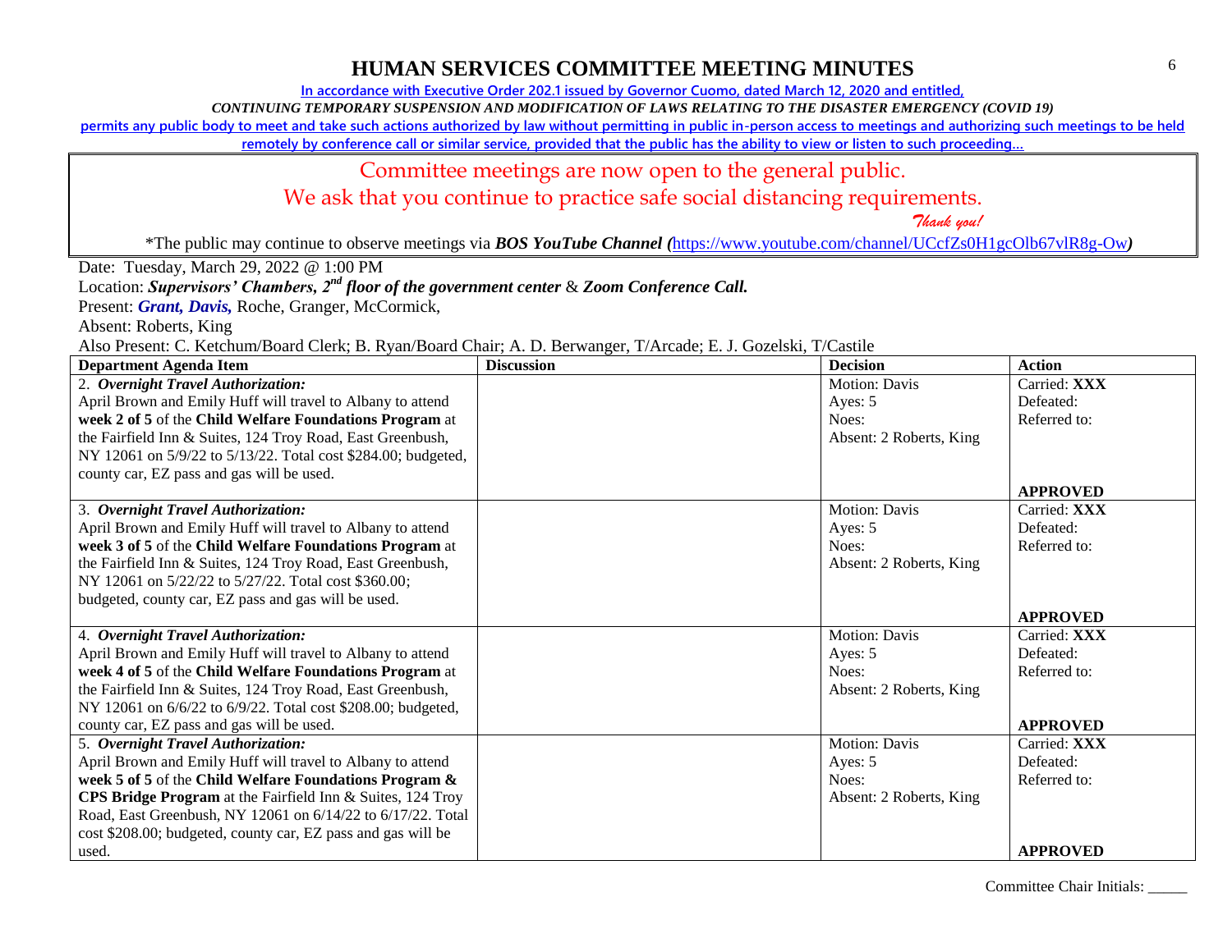# HUMAN SERVICES COMMITTEE MEETING MINUTES

In accordance with Executive Order 202.1 issued by Governor Cuomo, dated March 12, 2020 and entitled,

*CONTINUING TEMPORARY SUSPENSION AND MODIFICATION OF LAWS RELATING TO THE DISASTER EMERGENCY (COVID 19)*

permits any public body to meet and take such actions authorized by law without permitting in public in-person access to meetings and authorizing such meetings to be held remotely by conference call or similar service, provided that the public has the ability to view or listen to such proceeding…

Committee meetings are now open to the general public.

We ask that you continue to practice safe social distancing requirements.

*Thank you!*

*The public may continue to observe meetings via ***BOS YouTube Channel (***https://www.youtube.com/channel/UCcfZs0H1gcOlb67vlR8g-Ow***)**

Date: Tuesday, March 29, 2022 @ 1:00 PM

Location: ***Supervisors' Chambers, 2nd floor of the government center*** & ***Zoom Conference Call.***

Present: ***Grant, Davis,*** Roche, Granger, McCormick,

Absent: Roberts, King

Also Present: C. Ketchum/Board Clerk; B. Ryan/Board Chair; A. D. Berwanger, T/Arcade; E. J. Gozelski, T/Castile

| Department Agenda Item | Discussion | Decision | Action |
|---|---|---|---|
| 2. ***Overnight Travel Authorization:*** April Brown and Emily Huff will travel to Albany to attend **week 2 of 5** of the **Child Welfare Foundations Program** at the Fairfield Inn & Suites, 124 Troy Road, East Greenbush, NY 12061 on 5/9/22 to 5/13/22. Total cost $284.00; budgeted, county car, EZ pass and gas will be used. | | Motion: Davis<br>Ayes: 5<br>Noes:<br>Absent: 2 Roberts, King | Carried: **XXX**<br>Defeated:<br>Referred to:<br>**APPROVED** |
| 3. ***Overnight Travel Authorization:*** April Brown and Emily Huff will travel to Albany to attend **week 3 of 5** of the **Child Welfare Foundations Program** at the Fairfield Inn & Suites, 124 Troy Road, East Greenbush, NY 12061 on 5/22/22 to 5/27/22. Total cost $360.00; budgeted, county car, EZ pass and gas will be used. | | Motion: Davis<br>Ayes: 5<br>Noes:<br>Absent: 2 Roberts, King | Carried: **XXX**<br>Defeated:<br>Referred to:<br>**APPROVED** |
| 4. ***Overnight Travel Authorization:*** April Brown and Emily Huff will travel to Albany to attend **week 4 of 5** of the **Child Welfare Foundations Program** at the Fairfield Inn & Suites, 124 Troy Road, East Greenbush, NY 12061 on 6/6/22 to 6/9/22. Total cost $208.00; budgeted, county car, EZ pass and gas will be used. | | Motion: Davis<br>Ayes: 5<br>Noes:<br>Absent: 2 Roberts, King | Carried: **XXX**<br>Defeated:<br>Referred to:<br>**APPROVED** |
| 5. ***Overnight Travel Authorization:*** April Brown and Emily Huff will travel to Albany to attend **week 5 of 5** of the **Child Welfare Foundations Program & CPS Bridge Program** at the Fairfield Inn & Suites, 124 Troy Road, East Greenbush, NY 12061 on 6/14/22 to 6/17/22. Total cost $208.00; budgeted, county car, EZ pass and gas will be used. | | Motion: Davis<br>Ayes: 5<br>Noes:<br>Absent: 2 Roberts, King | Carried: **XXX**<br>Defeated:<br>Referred to:<br>**APPROVED** |

Committee Chair Initials: _____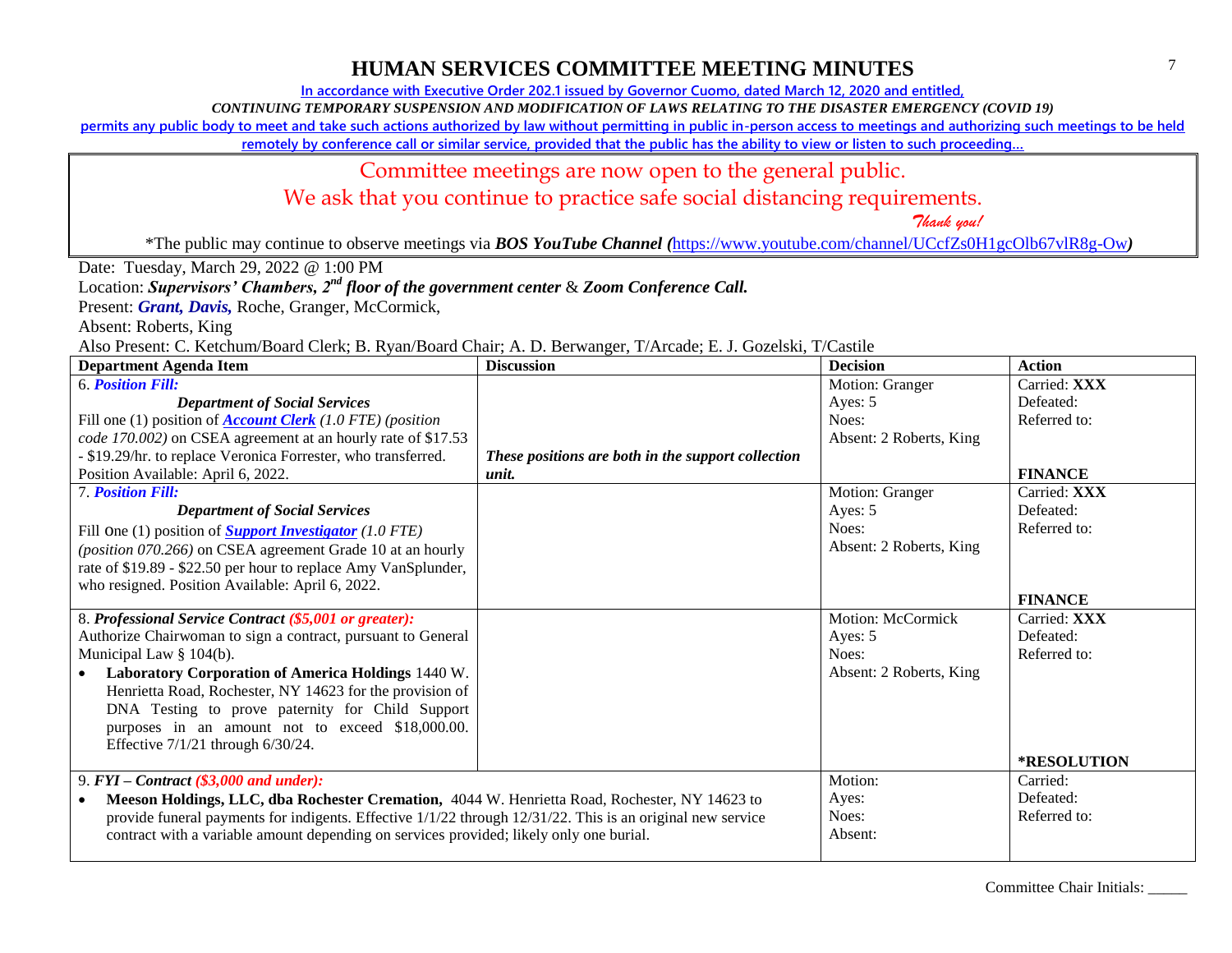# HUMAN SERVICES COMMITTEE MEETING MINUTES

In accordance with Executive Order 202.1 issued by Governor Cuomo, dated March 12, 2020 and entitled,

*CONTINUING TEMPORARY SUSPENSION AND MODIFICATION OF LAWS RELATING TO THE DISASTER EMERGENCY (COVID 19)*

permits any public body to meet and take such actions authorized by law without permitting in public in-person access to meetings and authorizing such meetings to be held remotely by conference call or similar service, provided that the public has the ability to view or listen to such proceeding…

Committee meetings are now open to the general public.

We ask that you continue to practice safe social distancing requirements.

*Thank you!*

*The public may continue to observe meetings via ***BOS YouTube Channel (***https://www.youtube.com/channel/UCcfZs0H1gcOlb67vlR8g-Ow***)***

Date: Tuesday, March 29, 2022 @ 1:00 PM

Location: ***Supervisors' Chambers, 2nd floor of the government center*** & ***Zoom Conference Call.***

Present: ***Grant, Davis,*** Roche, Granger, McCormick,

Absent: Roberts, King

Also Present: C. Ketchum/Board Clerk; B. Ryan/Board Chair; A. D. Berwanger, T/Arcade; E. J. Gozelski, T/Castile

| Department Agenda Item | Discussion | Decision | Action |
|---|---|---|---|
| 6. ***Position Fill:*** ***Department of Social Services*** Fill one (1) position of ***Account Clerk*** *(1.0 FTE) (position code 170.002)* on CSEA agreement at an hourly rate of $17.53 - $19.29/hr. to replace Veronica Forrester, who transferred. Position Available: April 6, 2022. | ***These positions are both in the support collection unit.*** | Motion: Granger<br>Ayes: 5<br>Noes:<br>Absent: 2 Roberts, King | Carried: **XXX**<br>Defeated:<br>Referred to:<br>**FINANCE** |
| 7. ***Position Fill:*** ***Department of Social Services*** Fill one (1) position of ***Support Investigator*** *(1.0 FTE) (position 070.266)* on CSEA agreement Grade 10 at an hourly rate of $19.89 - $22.50 per hour to replace Amy VanSplunder, who resigned. Position Available: April 6, 2022. | | Motion: Granger<br>Ayes: 5<br>Noes:<br>Absent: 2 Roberts, King | Carried: **XXX**<br>Defeated:<br>Referred to:<br>**FINANCE** |
| 8. ***Professional Service Contract ($5,001 or greater):*** Authorize Chairwoman to sign a contract, pursuant to General Municipal Law § 104(b).<br>• **Laboratory Corporation of America Holdings** 1440 W. Henrietta Road, Rochester, NY 14623 for the provision of DNA Testing to prove paternity for Child Support purposes in an amount not to exceed $18,000.00. Effective 7/1/21 through 6/30/24. | | Motion: McCormick<br>Ayes: 5<br>Noes:<br>Absent: 2 Roberts, King | Carried: **XXX**<br>Defeated:<br>Referred to:<br>***RESOLUTION** |
| 9. ***FYI – Contract ($3,000 and under):***<br>• **Meeson Holdings, LLC, dba Rochester Cremation,** 4044 W. Henrietta Road, Rochester, NY 14623 to provide funeral payments for indigents. Effective 1/1/22 through 12/31/22. This is an original new service contract with a variable amount depending on services provided; likely only one burial. | | Motion:<br>Ayes:<br>Noes:<br>Absent: | Carried:<br>Defeated:<br>Referred to: |

Committee Chair Initials: _____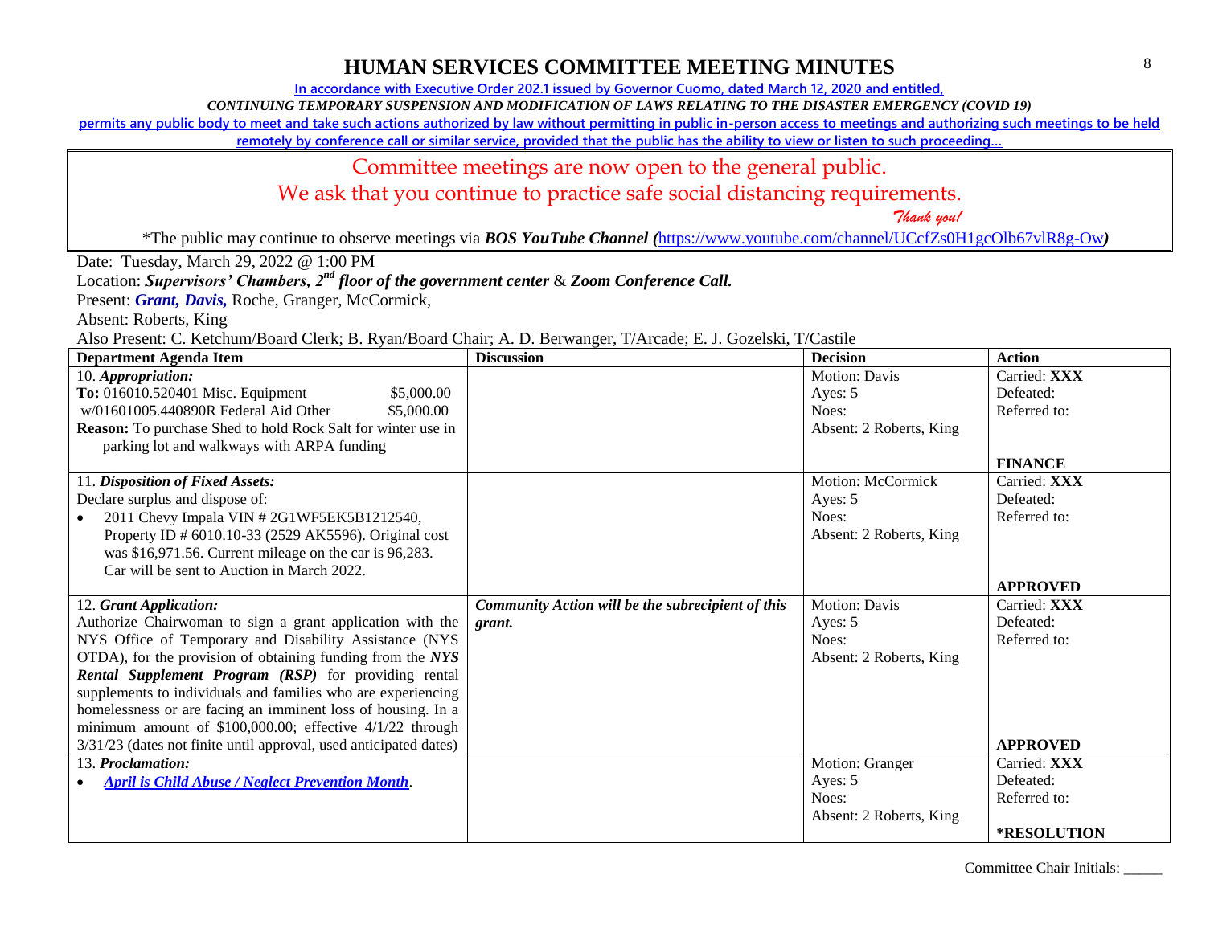# HUMAN SERVICES COMMITTEE MEETING MINUTES

In accordance with Executive Order 202.1 issued by Governor Cuomo, dated March 12, 2020 and entitled,

*CONTINUING TEMPORARY SUSPENSION AND MODIFICATION OF LAWS RELATING TO THE DISASTER EMERGENCY (COVID 19)*

permits any public body to meet and take such actions authorized by law without permitting in public in-person access to meetings and authorizing such meetings to be held remotely by conference call or similar service, provided that the public has the ability to view or listen to such proceeding…

Committee meetings are now open to the general public.

We ask that you continue to practice safe social distancing requirements.

*Thank you!*

*The public may continue to observe meetings via ***BOS YouTube Channel (***https://www.youtube.com/channel/UCcfZs0H1gcOlb67vlR8g-Ow***)**

Date: Tuesday, March 29, 2022 @ 1:00 PM

Location: ***Supervisors' Chambers, 2nd floor of the government center*** & ***Zoom Conference Call.***

Present: ***Grant, Davis,*** Roche, Granger, McCormick,

Absent: Roberts, King

Also Present: C. Ketchum/Board Clerk; B. Ryan/Board Chair; A. D. Berwanger, T/Arcade; E. J. Gozelski, T/Castile

| Department Agenda Item | Discussion | Decision | Action |
|---|---|---|---|
| 10. ***Appropriation:***<br>**To:** 016010.520401 Misc. Equipment $5,000.00<br>w/01601005.440890R Federal Aid Other $5,000.00<br>**Reason:** To purchase Shed to hold Rock Salt for winter use in parking lot and walkways with ARPA funding | | Motion: Davis<br>Ayes: 5<br>Noes:<br>Absent: 2 Roberts, King | Carried: **XXX**<br>Defeated:<br>Referred to:<br><br>**FINANCE** |
| 11. ***Disposition of Fixed Assets:***<br>Declare surplus and dispose of:<br>• 2011 Chevy Impala VIN # 2G1WF5EK5B1212540, Property ID # 6010.10-33 (2529 AK5596). Original cost was $16,971.56. Current mileage on the car is 96,283. Car will be sent to Auction in March 2022. | | Motion: McCormick<br>Ayes: 5<br>Noes:<br>Absent: 2 Roberts, King | Carried: **XXX**<br>Defeated:<br>Referred to:<br><br>**APPROVED** |
| 12. ***Grant Application:***<br>Authorize Chairwoman to sign a grant application with the NYS Office of Temporary and Disability Assistance (NYS OTDA), for the provision of obtaining funding from the ***NYS Rental Supplement Program (RSP)*** for providing rental supplements to individuals and families who are experiencing homelessness or are facing an imminent loss of housing. In a minimum amount of $100,000.00; effective 4/1/22 through 3/31/23 (dates not finite until approval, used anticipated dates) | ***Community Action will be the subrecipient of this grant.*** | Motion: Davis<br>Ayes: 5<br>Noes:<br>Absent: 2 Roberts, King | Carried: **XXX**<br>Defeated:<br>Referred to:<br><br>**APPROVED** |
| 13. ***Proclamation:***<br>• ***April is Child Abuse / Neglect Prevention Month***. | | Motion: Granger<br>Ayes: 5<br>Noes:<br>Absent: 2 Roberts, King | Carried: **XXX**<br>Defeated:<br>Referred to:<br><br>***RESOLUTION** |

Committee Chair Initials: _____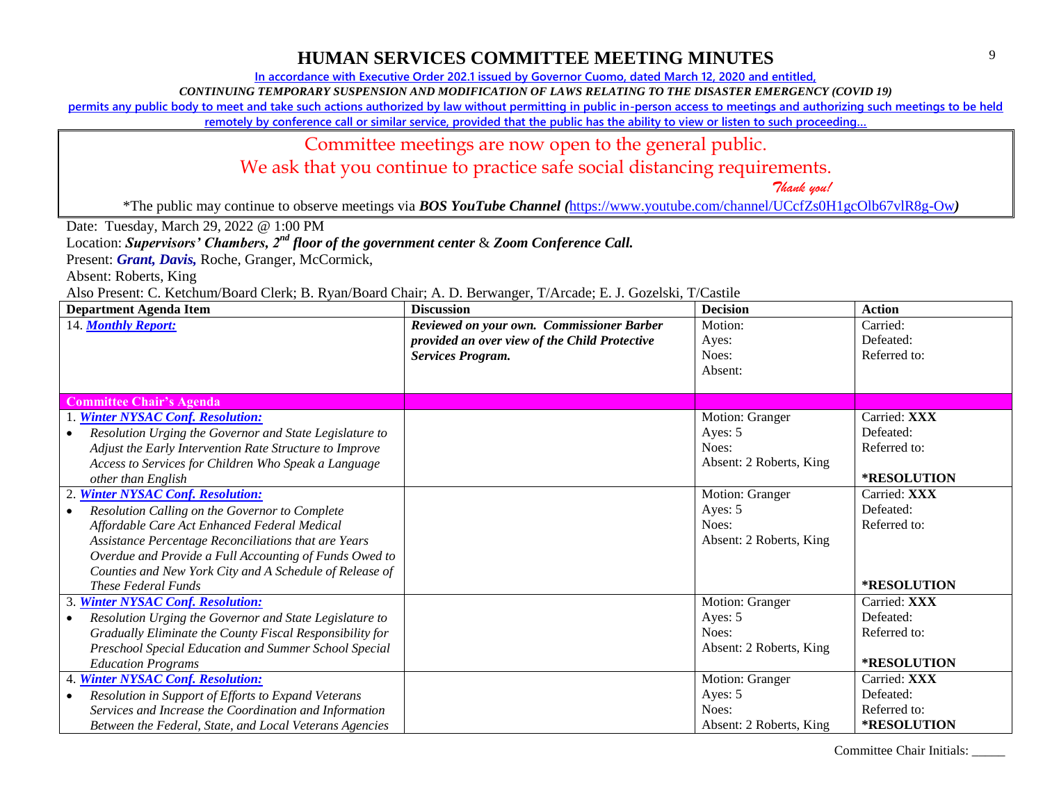# HUMAN SERVICES COMMITTEE MEETING MINUTES

In accordance with Executive Order 202.1 issued by Governor Cuomo, dated March 12, 2020 and entitled,

*CONTINUING TEMPORARY SUSPENSION AND MODIFICATION OF LAWS RELATING TO THE DISASTER EMERGENCY (COVID 19)*

permits any public body to meet and take such actions authorized by law without permitting in public in-person access to meetings and authorizing such meetings to be held remotely by conference call or similar service, provided that the public has the ability to view or listen to such proceeding…

Committee meetings are now open to the general public.

We ask that you continue to practice safe social distancing requirements.

*Thank you!*

*The public may continue to observe meetings via ***BOS YouTube Channel (***https://www.youtube.com/channel/UCcfZs0H1gcOlb67vlR8g-Ow***)***

Date: Tuesday, March 29, 2022 @ 1:00 PM

Location: ***Supervisors' Chambers, 2nd floor of the government center*** & ***Zoom Conference Call.***

Present: ***Grant, Davis,*** Roche, Granger, McCormick,

Absent: Roberts, King

Also Present: C. Ketchum/Board Clerk; B. Ryan/Board Chair; A. D. Berwanger, T/Arcade; E. J. Gozelski, T/Castile

| Department Agenda Item | Discussion | Decision | Action |
|---|---|---|---|
| 14. ***Monthly Report:*** | ***Reviewed on your own. Commissioner Barber provided an over view of the Child Protective Services Program.*** | Motion:<br>Ayes:<br>Noes:<br>Absent: | Carried:<br>Defeated:<br>Referred to: |
| **Committee Chair's Agenda** | | | |
| 1. ***Winter NYSAC Conf. Resolution:***<br>• *Resolution Urging the Governor and State Legislature to Adjust the Early Intervention Rate Structure to Improve Access to Services for Children Who Speak a Language other than English* | | Motion: Granger<br>Ayes: 5<br>Noes:<br>Absent: 2 Roberts, King | Carried: **XXX**<br>Defeated:<br>Referred to:<br>**\*RESOLUTION** |
| 2. ***Winter NYSAC Conf. Resolution:***<br>• *Resolution Calling on the Governor to Complete Affordable Care Act Enhanced Federal Medical Assistance Percentage Reconciliations that are Years Overdue and Provide a Full Accounting of Funds Owed to Counties and New York City and A Schedule of Release of These Federal Funds* | | Motion: Granger<br>Ayes: 5<br>Noes:<br>Absent: 2 Roberts, King | Carried: **XXX**<br>Defeated:<br>Referred to:<br>**\*RESOLUTION** |
| 3. ***Winter NYSAC Conf. Resolution:***<br>• *Resolution Urging the Governor and State Legislature to Gradually Eliminate the County Fiscal Responsibility for Preschool Special Education and Summer School Special Education Programs* | | Motion: Granger<br>Ayes: 5<br>Noes:<br>Absent: 2 Roberts, King | Carried: **XXX**<br>Defeated:<br>Referred to:<br>**\*RESOLUTION** |
| 4. ***Winter NYSAC Conf. Resolution:***<br>• *Resolution in Support of Efforts to Expand Veterans Services and Increase the Coordination and Information Between the Federal, State, and Local Veterans Agencies* | | Motion: Granger<br>Ayes: 5<br>Noes:<br>Absent: 2 Roberts, King | Carried: **XXX**<br>Defeated:<br>Referred to:<br>**\*RESOLUTION** |

Committee Chair Initials: _____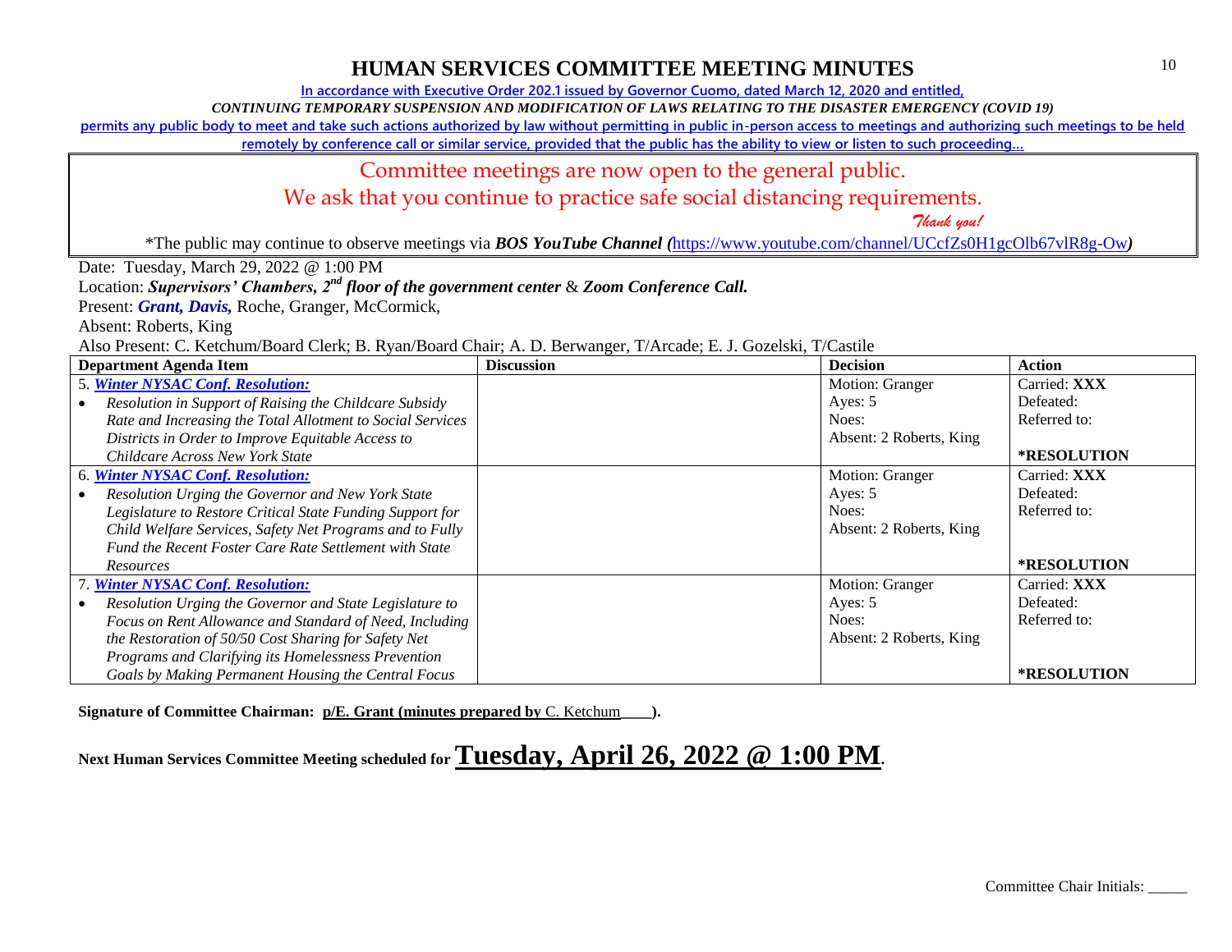# HUMAN SERVICES COMMITTEE MEETING MINUTES

In accordance with Executive Order 202.1 issued by Governor Cuomo, dated March 12, 2020 and entitled,

*CONTINUING TEMPORARY SUSPENSION AND MODIFICATION OF LAWS RELATING TO THE DISASTER EMERGENCY (COVID 19)*

permits any public body to meet and take such actions authorized by law without permitting in public in-person access to meetings and authorizing such meetings to be held remotely by conference call or similar service, provided that the public has the ability to view or listen to such proceeding…

Committee meetings are now open to the general public.

We ask that you continue to practice safe social distancing requirements.

*Thank you!*

*The public may continue to observe meetings via ***BOS YouTube Channel (**https://www.youtube.com/channel/UCcfZs0H1gcOlb67vlR8g-Ow***)***

Date: Tuesday, March 29, 2022 @ 1:00 PM

Location: ***Supervisors' Chambers, 2nd floor of the government center*** & ***Zoom Conference Call.***

Present: ***Grant, Davis,*** Roche, Granger, McCormick,

Absent: Roberts, King

Also Present: C. Ketchum/Board Clerk; B. Ryan/Board Chair; A. D. Berwanger, T/Arcade; E. J. Gozelski, T/Castile

| Department Agenda Item | Discussion | Decision | Action |
|---|---|---|---|
| 5. ***Winter NYSAC Conf. Resolution:***<br>• *Resolution in Support of Raising the Childcare Subsidy Rate and Increasing the Total Allotment to Social Services Districts in Order to Improve Equitable Access to Childcare Across New York State* | | Motion: Granger<br>Ayes: 5<br>Noes:<br>Absent: 2 Roberts, King | Carried: **XXX**<br>Defeated:<br>Referred to:<br>**\*RESOLUTION** |
| 6. ***Winter NYSAC Conf. Resolution:***<br>• *Resolution Urging the Governor and New York State Legislature to Restore Critical State Funding Support for Child Welfare Services, Safety Net Programs and to Fully Fund the Recent Foster Care Rate Settlement with State Resources* | | Motion: Granger<br>Ayes: 5<br>Noes:<br>Absent: 2 Roberts, King | Carried: **XXX**<br>Defeated:<br>Referred to:<br>**\*RESOLUTION** |
| 7. ***Winter NYSAC Conf. Resolution:***<br>• *Resolution Urging the Governor and State Legislature to Focus on Rent Allowance and Standard of Need, Including the Restoration of 50/50 Cost Sharing for Safety Net Programs and Clarifying its Homelessness Prevention Goals by Making Permanent Housing the Central Focus* | | Motion: Granger<br>Ayes: 5<br>Noes:<br>Absent: 2 Roberts, King | Carried: **XXX**<br>Defeated:<br>Referred to:<br>**\*RESOLUTION** |

**Signature of Committee Chairman: p/E. Grant (minutes prepared by** C. Ketchum____**).**

**Next Human Services Committee Meeting scheduled for Tuesday, April 26, 2022 @ 1:00 PM.**

Committee Chair Initials: _____